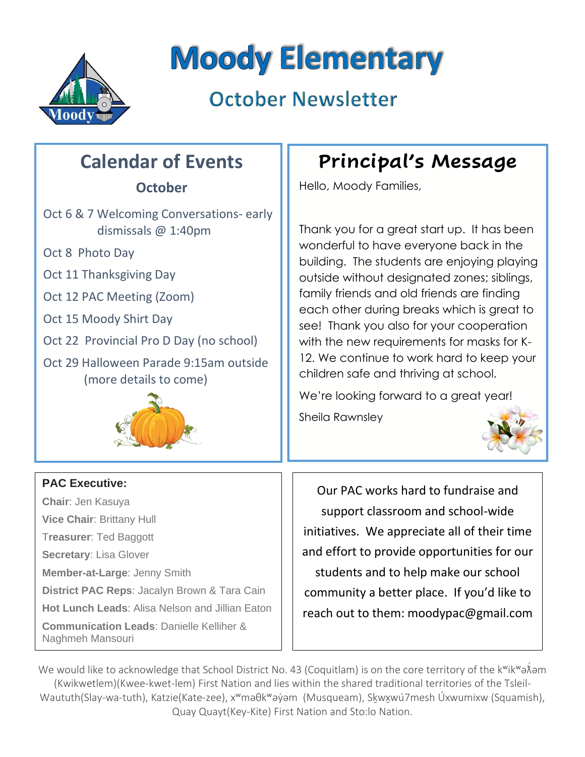# Moody Elementary

## October Newsletter

## Calendar of Events

### October

- Oct 6 & 7 Welcoming Conversations- early dismissals @ 1:40pm
- Oct 8 Photo Day
- Oct 11 Thanksgiving Day
- Oct 12 PAC Meeting (Zoom)
- Oct 15 Moody Shirt Day
- Oct 22 Provincial Pro D Day (no school)
- Oct 29 Halloween Parade 9:15am outside (more details to come)

## Principal's Message

Hello, Moody Families,

Thank you for a great start up. It has been wonderful to have everyone back in the building. The students are enjoying playing outside without designated zones; siblings, family friends and old friends are finding each other during breaks which is great to see! Thank you also for your cooperation with the new requirements for masks for K-12. We continue to work hard to keep your children safe and thriving at school.

We're looking forward to a great year!

Sheila Rawnsley

**PAC Executive:**

**Chair**: Jen Kasuya

**Vice Chair**: Brittany Hull

**Treasurer**: Ted Baggott

**Secretary**: Lisa Glover

**Member-at-Large**: Jenny Smith

**District PAC Reps**: Jacalyn Brown & Tara Cain

**Hot Lunch Leads**: Alisa Nelson and Jillian Eaton

**Communication Leads**: Danielle Kelliher & Naghmeh Mansouri

Our PAC works hard to fundraise and support classroom and school-wide initiatives. We appreciate all of their time and effort to provide opportunities for our students and to help make our school community a better place. If you'd like to reach out to them: moodypac@gmail.com

We would like to acknowledge that School District No. 43 (Coquitlam) is on the core territory of the kʷikʷəƛ̓əm (Kwikwetlem)(Kwee-kwet-lem) First Nation and lies within the shared traditional territories of the Tsleil-Waututh(Slay-wa-tuth), Katzie(Kate-zee), xʷməθkʷəy̓əm (Musqueam), Sḵwx̱wú7mesh Úxwumixw (Squamish), Quay Quayt(Key-Kite) First Nation and Sto:lo Nation.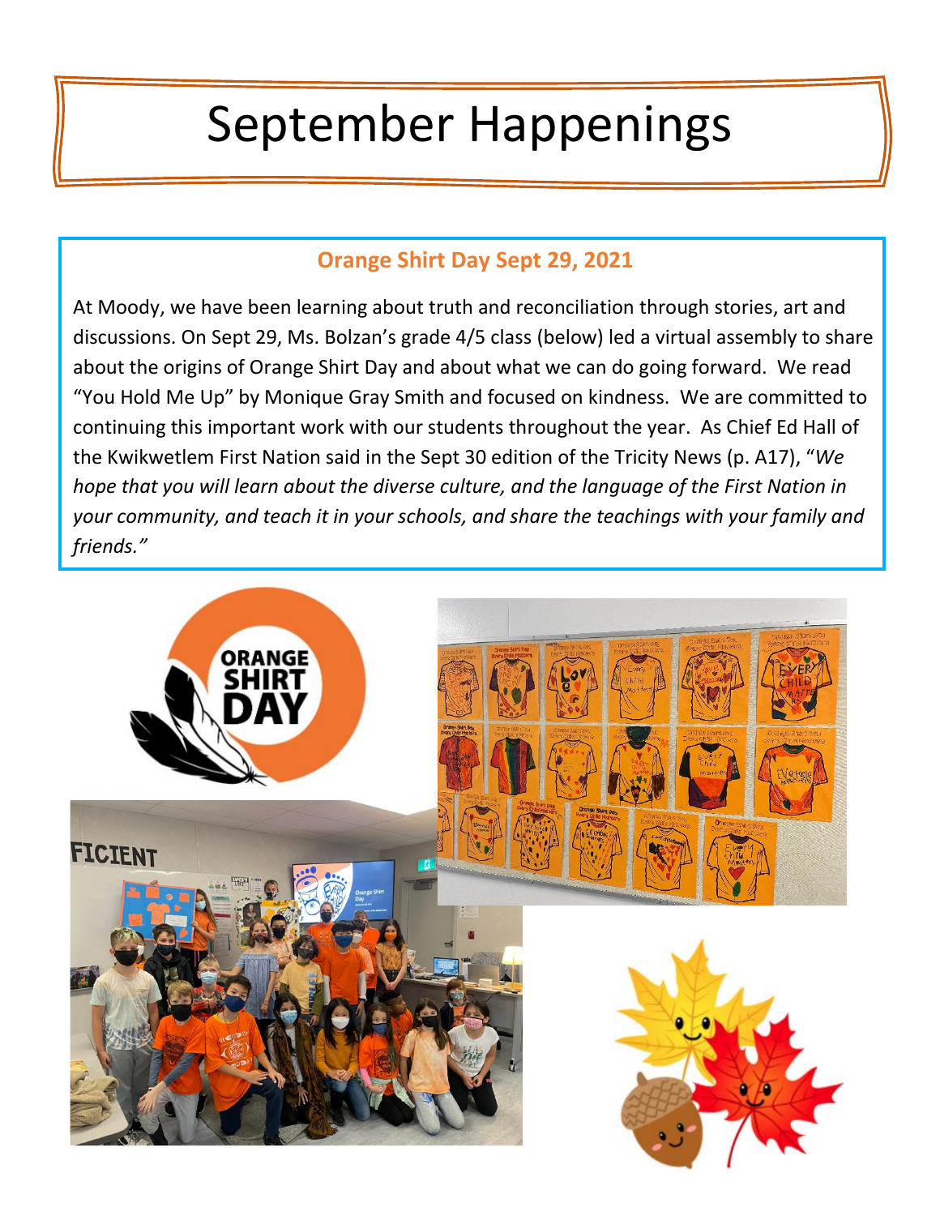# September Happenings

## Orange Shirt Day Sept 29, 2021

At Moody, we have been learning about truth and reconciliation through stories, art and discussions. On Sept 29, Ms. Bolzan's grade 4/5 class (below) led a virtual assembly to share about the origins of Orange Shirt Day and about what we can do going forward. We read "You Hold Me Up" by Monique Gray Smith and focused on kindness. We are committed to continuing this important work with our students throughout the year. As Chief Ed Hall of the Kwikwetlem First Nation said in the Sept 30 edition of the Tricity News (p. A17), "*We hope that you will learn about the diverse culture, and the language of the First Nation in your community, and teach it in your schools, and share the teachings with your family and friends."*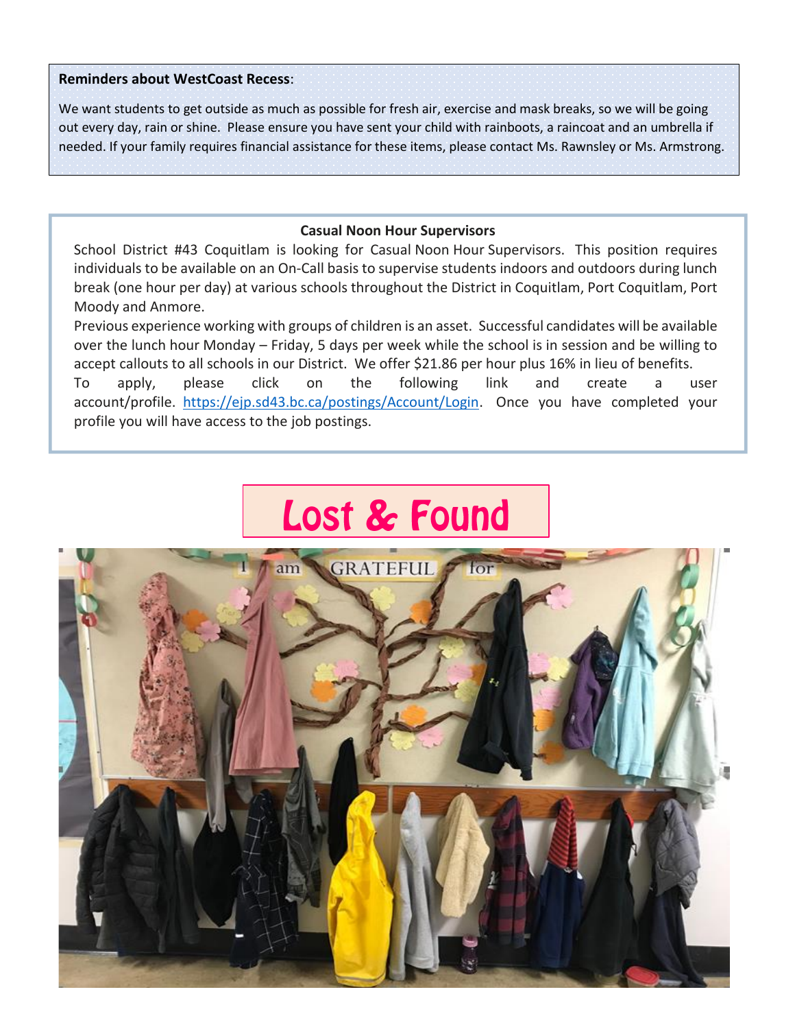**Reminders about WestCoast Recess**:

We want students to get outside as much as possible for fresh air, exercise and mask breaks, so we will be going out every day, rain or shine. Please ensure you have sent your child with rainboots, a raincoat and an umbrella if needed. If your family requires financial assistance for these items, please contact Ms. Rawnsley or Ms. Armstrong.

**Casual Noon Hour Supervisors**

School District #43 Coquitlam is looking for Casual Noon Hour Supervisors. This position requires individuals to be available on an On-Call basis to supervise students indoors and outdoors during lunch break (one hour per day) at various schools throughout the District in Coquitlam, Port Coquitlam, Port Moody and Anmore.

Previous experience working with groups of children is an asset. Successful candidates will be available over the lunch hour Monday – Friday, 5 days per week while the school is in session and be willing to accept callouts to all schools in our District. We offer $21.86 per hour plus 16% in lieu of benefits.

To apply, please click on the following link and create a user account/profile. https://ejp.sd43.bc.ca/postings/Account/Login. Once you have completed your profile you will have access to the job postings.

# Lost & Found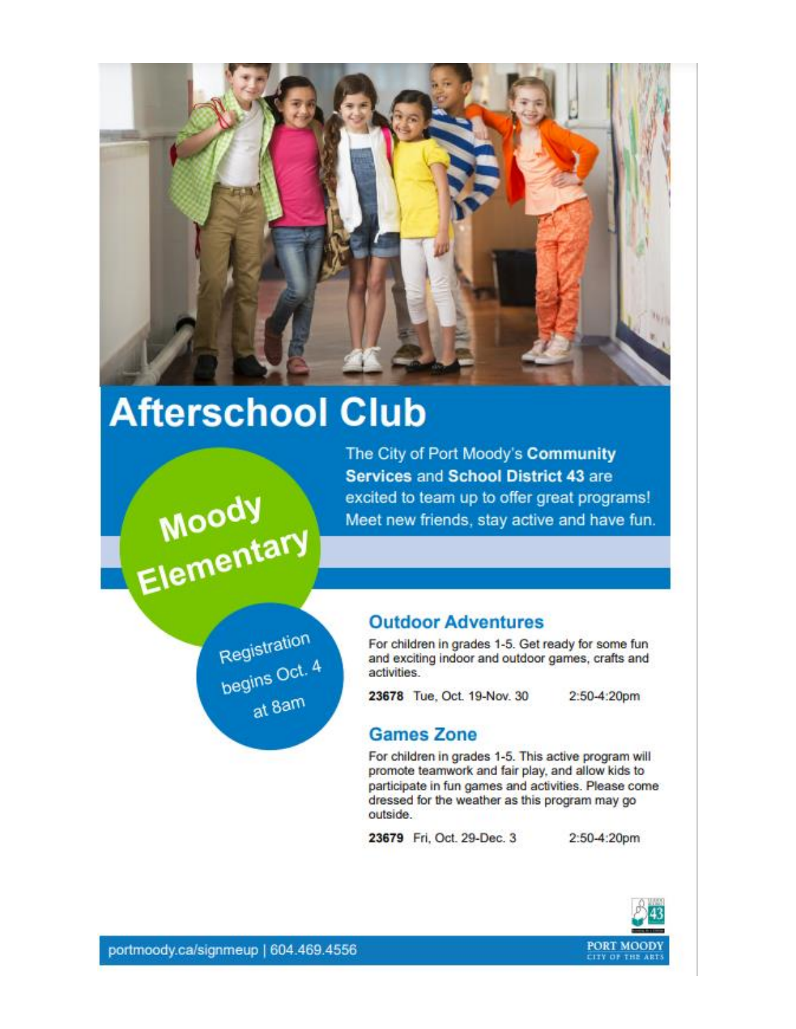# Afterschool Club

The City of Port Moody's **Community Services** and **School District 43** are excited to team up to offer great programs! Meet new friends, stay active and have fun.

Moody Elementary

Registration begins Oct. 4 at 8am

## Outdoor Adventures

For children in grades 1-5. Get ready for some fun and exciting indoor and outdoor games, crafts and activities.

**23678** Tue, Oct. 19-Nov. 30 2:50-4:20pm

## Games Zone

For children in grades 1-5. This active program will promote teamwork and fair play, and allow kids to participate in fun games and activities. Please come dressed for the weather as this program may go outside.

**23679** Fri, Oct. 29-Dec. 3 2:50-4:20pm

portmoody.ca/signmeup | 604.469.4556

PORT MOODY
CITY OF THE ARTS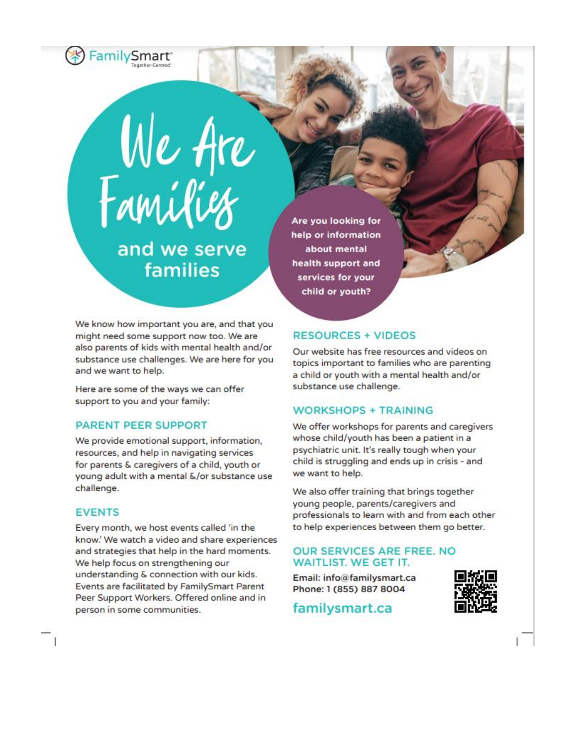FamilySmart
Together-Centred

# We Are Families

## and we serve families

**Are you looking for help or information about mental health support and services for your child or youth?**

We know how important you are, and that you might need some support now too. We are also parents of kids with mental health and/or substance use challenges. We are here for you and we want to help.

Here are some of the ways we can offer support to you and your family:

### PARENT PEER SUPPORT

We provide emotional support, information, resources, and help in navigating services for parents & caregivers of a child, youth or young adult with a mental &/or substance use challenge.

### EVENTS

Every month, we host events called 'in the know.' We watch a video and share experiences and strategies that help in the hard moments. We help focus on strengthening our understanding & connection with our kids. Events are facilitated by FamilySmart Parent Peer Support Workers. Offered online and in person in some communities.

### RESOURCES + VIDEOS

Our website has free resources and videos on topics important to families who are parenting a child or youth with a mental health and/or substance use challenge.

### WORKSHOPS + TRAINING

We offer workshops for parents and caregivers whose child/youth has been a patient in a psychiatric unit. It's really tough when your child is struggling and ends up in crisis - and we want to help.

We also offer training that brings together young people, parents/caregivers and professionals to learn with and from each other to help experiences between them go better.

### OUR SERVICES ARE FREE. NO WAITLIST. WE GET IT.

**Email: info@familysmart.ca**
**Phone: 1 (855) 887 8004**

**familysmart.ca**